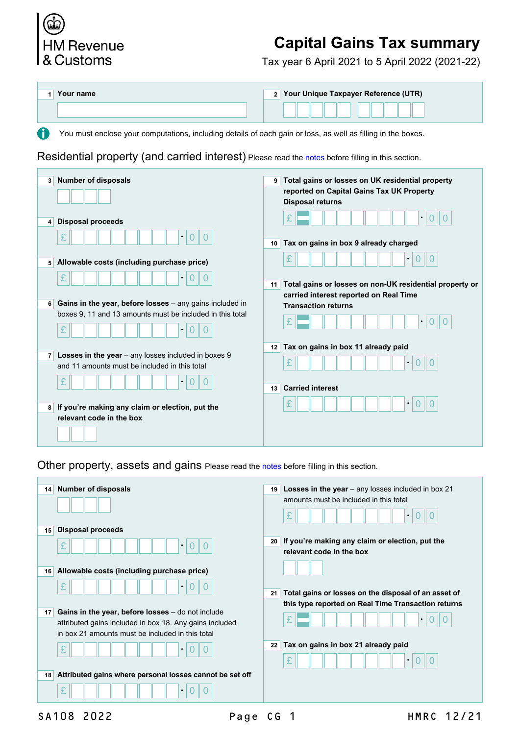HM Revenue & Customs

# Capital Gains Tax summary

Tax year 6 April 2021 to 5 April 2022 (2021-22)

**1 Your name**

**2 Your Unique Taxpayer Reference (UTR)**

You must enclose your computations, including details of each gain or loss, as well as filling in the boxes.

## Residential property (and carried interest)

Please read the notes before filling in this section.

**3 Number of disposals**

**4 Disposal proceeds**

£ . 0 0

**5 Allowable costs (including purchase price)**

£ . 0 0

**6 Gains in the year, before losses** – any gains included in boxes 9, 11 and 13 amounts must be included in this total

£ . 0 0

**7 Losses in the year** – any losses included in boxes 9 and 11 amounts must be included in this total

£ . 0 0

**8 If you're making any claim or election, put the relevant code in the box**

**9 Total gains or losses on UK residential property reported on Capital Gains Tax UK Property Disposal returns**

£ – . 0 0

**10 Tax on gains in box 9 already charged**

£ . 0 0

**11 Total gains or losses on non-UK residential property or carried interest reported on Real Time Transaction returns**

£ – . 0 0

**12 Tax on gains in box 11 already paid**

£ . 0 0

**13 Carried interest**

£ . 0 0

## Other property, assets and gains

Please read the notes before filling in this section.

**14 Number of disposals**

**15 Disposal proceeds**

£ . 0 0

**16 Allowable costs (including purchase price)**

£ . 0 0

**17 Gains in the year, before losses** – do not include attributed gains included in box 18. Any gains included in box 21 amounts must be included in this total

£ . 0 0

**18 Attributed gains where personal losses cannot be set off**

£ . 0 0

**19 Losses in the year** – any losses included in box 21 amounts must be included in this total

£ . 0 0

**20 If you're making any claim or election, put the relevant code in the box**

**21 Total gains or losses on the disposal of an asset of this type reported on Real Time Transaction returns**

£ – . 0 0

**22 Tax on gains in box 21 already paid**

£ . 0 0

SA108 2022 HMRC 12/21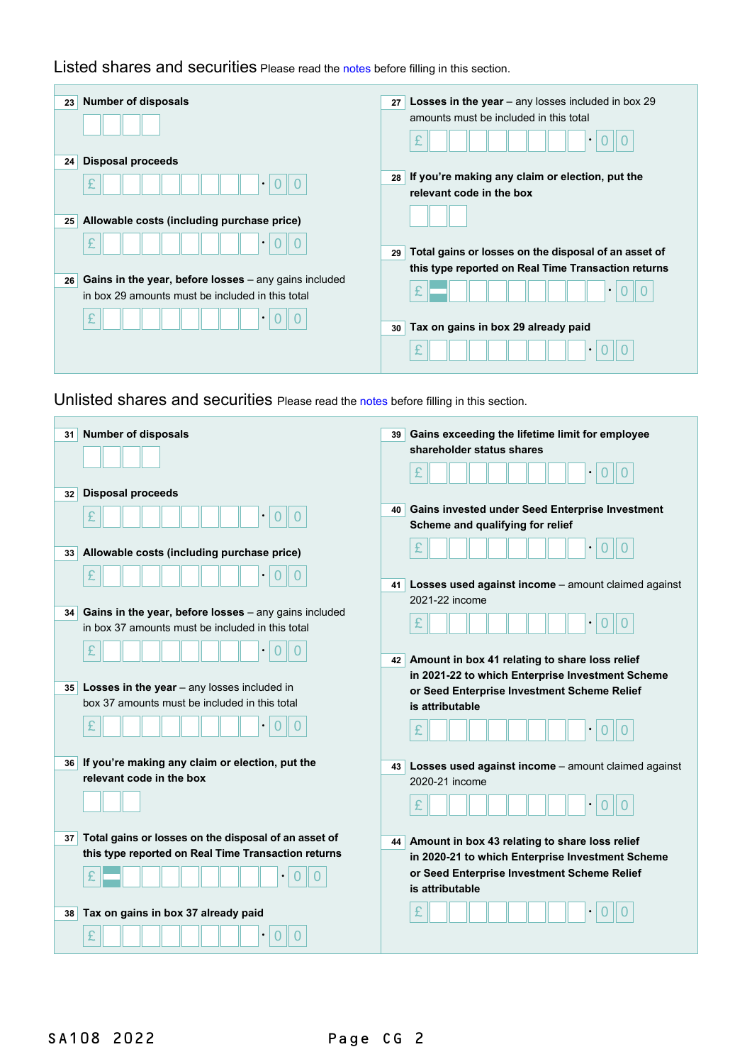## Listed shares and securities

Please read the notes before filling in this section.

**23** **Number of disposals**

**24** **Disposal proceeds**

£ .00

**25** **Allowable costs (including purchase price)**

£ .00

**26** **Gains in the year, before losses** – any gains included in box 29 amounts must be included in this total

£ .00

**27** **Losses in the year** – any losses included in box 29 amounts must be included in this total

£ .00

**28** **If you're making any claim or election, put the relevant code in the box**

**29** **Total gains or losses on the disposal of an asset of this type reported on Real Time Transaction returns**

£ – .00

**30** **Tax on gains in box 29 already paid**

£ .00

## Unlisted shares and securities

Please read the notes before filling in this section.

**31** **Number of disposals**

**32** **Disposal proceeds**

£ .00

**33** **Allowable costs (including purchase price)**

£ .00

**34** **Gains in the year, before losses** – any gains included in box 37 amounts must be included in this total

£ .00

**35** **Losses in the year** – any losses included in box 37 amounts must be included in this total

£ .00

**36** **If you're making any claim or election, put the relevant code in the box**

**37** **Total gains or losses on the disposal of an asset of this type reported on Real Time Transaction returns**

£ – .00

**38** **Tax on gains in box 37 already paid**

£ .00

**39** **Gains exceeding the lifetime limit for employee shareholder status shares**

£ .00

**40** **Gains invested under Seed Enterprise Investment Scheme and qualifying for relief**

£ .00

**41** **Losses used against income** – amount claimed against 2021-22 income

£ .00

**42** **Amount in box 41 relating to share loss relief in 2021-22 to which Enterprise Investment Scheme or Seed Enterprise Investment Scheme Relief is attributable**

£ .00

**43** **Losses used against income** – amount claimed against 2020-21 income

£ .00

**44** **Amount in box 43 relating to share loss relief in 2020-21 to which Enterprise Investment Scheme or Seed Enterprise Investment Scheme Relief is attributable**

£ .00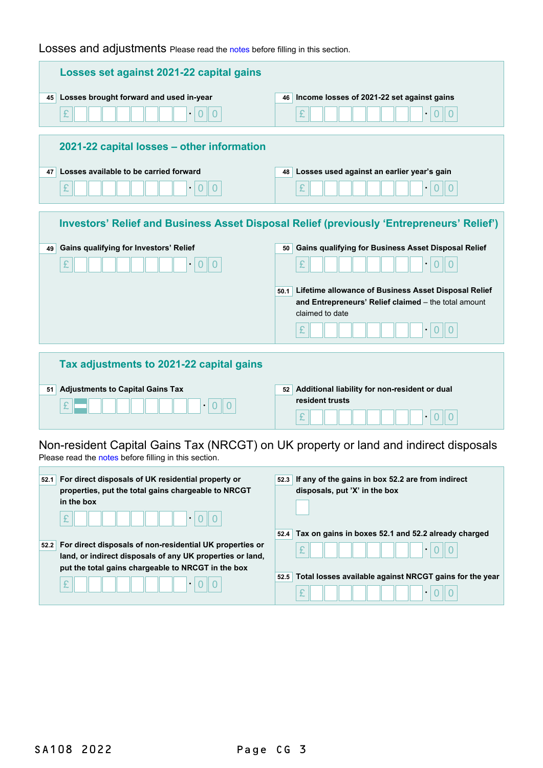## Losses and adjustments

Please read the notes before filling in this section.

### Losses set against 2021-22 capital gains

**45** **Losses brought forward and used in-year**

£ .00

**46** **Income losses of 2021-22 set against gains**

£ .00

### 2021-22 capital losses – other information

**47** **Losses available to be carried forward**

£ .00

**48** **Losses used against an earlier year's gain**

£ .00

### Investors' Relief and Business Asset Disposal Relief (previously 'Entrepreneurs' Relief')

**49** **Gains qualifying for Investors' Relief**

£ .00

**50** **Gains qualifying for Business Asset Disposal Relief**

£ .00

**50.1** **Lifetime allowance of Business Asset Disposal Relief and Entrepreneurs' Relief claimed** – the total amount claimed to date

£ .00

### Tax adjustments to 2021-22 capital gains

**51** **Adjustments to Capital Gains Tax**

£ − .00

**52** **Additional liability for non-resident or dual resident trusts**

£ .00

## Non-resident Capital Gains Tax (NRCGT) on UK property or land and indirect disposals

Please read the notes before filling in this section.

**52.1** **For direct disposals of UK residential property or properties, put the total gains chargeable to NRCGT in the box**

£ .00

**52.2** **For direct disposals of non-residential UK properties or land, or indirect disposals of any UK properties or land, put the total gains chargeable to NRCGT in the box**

£ .00

**52.3** **If any of the gains in box 52.2 are from indirect disposals, put 'X' in the box**

☐

**52.4** **Tax on gains in boxes 52.1 and 52.2 already charged**

£ .00

**52.5** **Total losses available against NRCGT gains for the year**

£ .00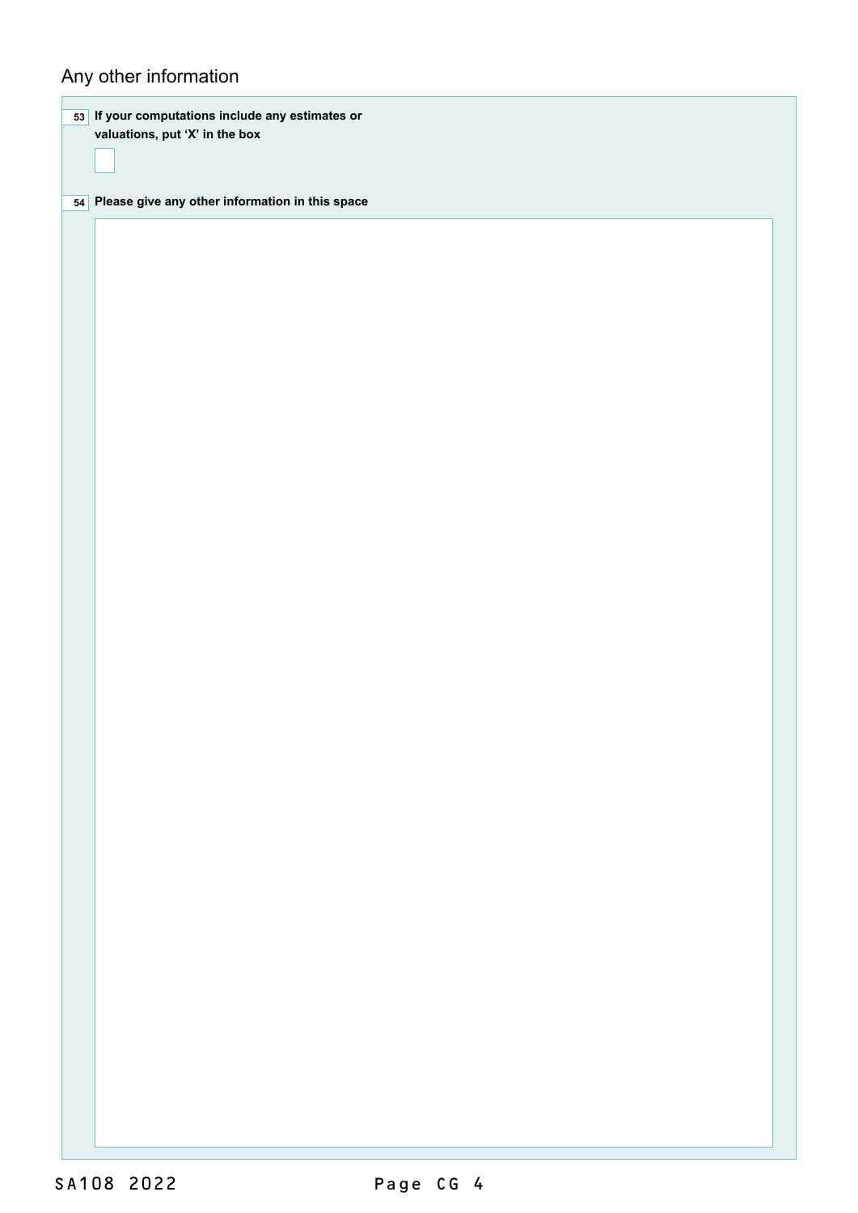## Any other information

**53** **If your computations include any estimates or valuations, put 'X' in the box**

**54** **Please give any other information in this space**